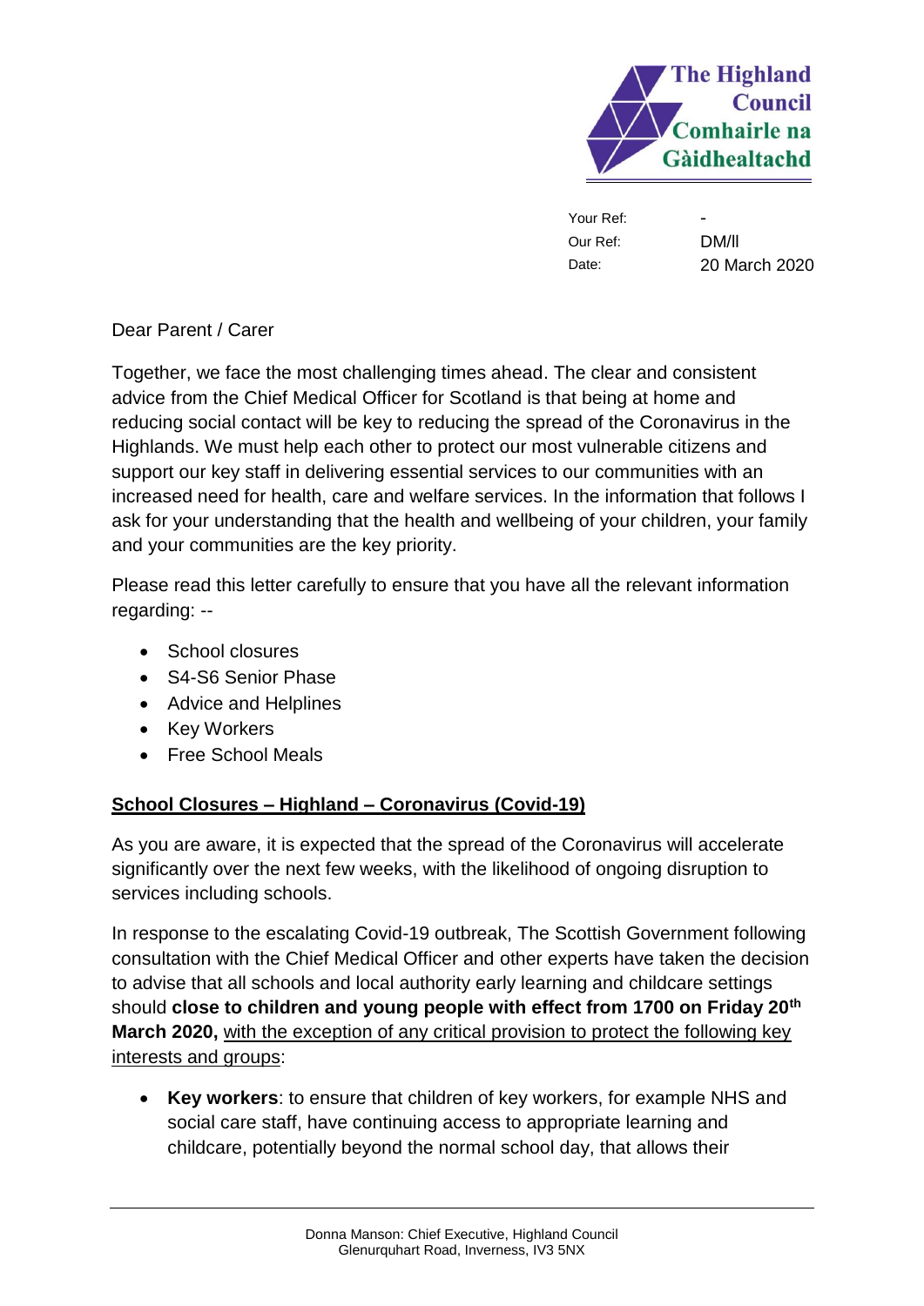The Highland Council
Comhairle na Gàidhealtachd

| | |
|---|---|
| Your Ref: | - |
| Our Ref: | DM/ll |
| Date: | 20 March 2020 |

Dear Parent / Carer

Together, we face the most challenging times ahead. The clear and consistent advice from the Chief Medical Officer for Scotland is that being at home and reducing social contact will be key to reducing the spread of the Coronavirus in the Highlands. We must help each other to protect our most vulnerable citizens and support our key staff in delivering essential services to our communities with an increased need for health, care and welfare services. In the information that follows I ask for your understanding that the health and wellbeing of your children, your family and your communities are the key priority.

Please read this letter carefully to ensure that you have all the relevant information regarding: --

- School closures
- S4-S6 Senior Phase
- Advice and Helplines
- Key Workers
- Free School Meals

## School Closures – Highland – Coronavirus (Covid-19)

As you are aware, it is expected that the spread of the Coronavirus will accelerate significantly over the next few weeks, with the likelihood of ongoing disruption to services including schools.

In response to the escalating Covid-19 outbreak, The Scottish Government following consultation with the Chief Medical Officer and other experts have taken the decision to advise that all schools and local authority early learning and childcare settings should **close to children and young people with effect from 1700 on Friday 20th March 2020,** with the exception of any critical provision to protect the following key interests and groups:

- **Key workers**: to ensure that children of key workers, for example NHS and social care staff, have continuing access to appropriate learning and childcare, potentially beyond the normal school day, that allows their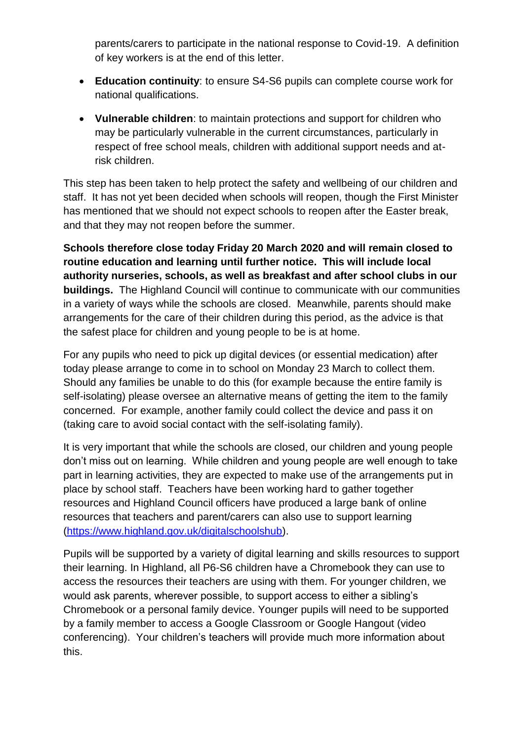parents/carers to participate in the national response to Covid-19. A definition of key workers is at the end of this letter.

- **Education continuity**: to ensure S4-S6 pupils can complete course work for national qualifications.
- **Vulnerable children**: to maintain protections and support for children who may be particularly vulnerable in the current circumstances, particularly in respect of free school meals, children with additional support needs and at-risk children.

This step has been taken to help protect the safety and wellbeing of our children and staff. It has not yet been decided when schools will reopen, though the First Minister has mentioned that we should not expect schools to reopen after the Easter break, and that they may not reopen before the summer.

**Schools therefore close today Friday 20 March 2020 and will remain closed to routine education and learning until further notice. This will include local authority nurseries, schools, as well as breakfast and after school clubs in our buildings.** The Highland Council will continue to communicate with our communities in a variety of ways while the schools are closed. Meanwhile, parents should make arrangements for the care of their children during this period, as the advice is that the safest place for children and young people to be is at home.

For any pupils who need to pick up digital devices (or essential medication) after today please arrange to come in to school on Monday 23 March to collect them. Should any families be unable to do this (for example because the entire family is self-isolating) please oversee an alternative means of getting the item to the family concerned. For example, another family could collect the device and pass it on (taking care to avoid social contact with the self-isolating family).

It is very important that while the schools are closed, our children and young people don't miss out on learning. While children and young people are well enough to take part in learning activities, they are expected to make use of the arrangements put in place by school staff. Teachers have been working hard to gather together resources and Highland Council officers have produced a large bank of online resources that teachers and parent/carers can also use to support learning (https://www.highland.gov.uk/digitalschoolshub).

Pupils will be supported by a variety of digital learning and skills resources to support their learning. In Highland, all P6-S6 children have a Chromebook they can use to access the resources their teachers are using with them. For younger children, we would ask parents, wherever possible, to support access to either a sibling's Chromebook or a personal family device. Younger pupils will need to be supported by a family member to access a Google Classroom or Google Hangout (video conferencing). Your children's teachers will provide much more information about this.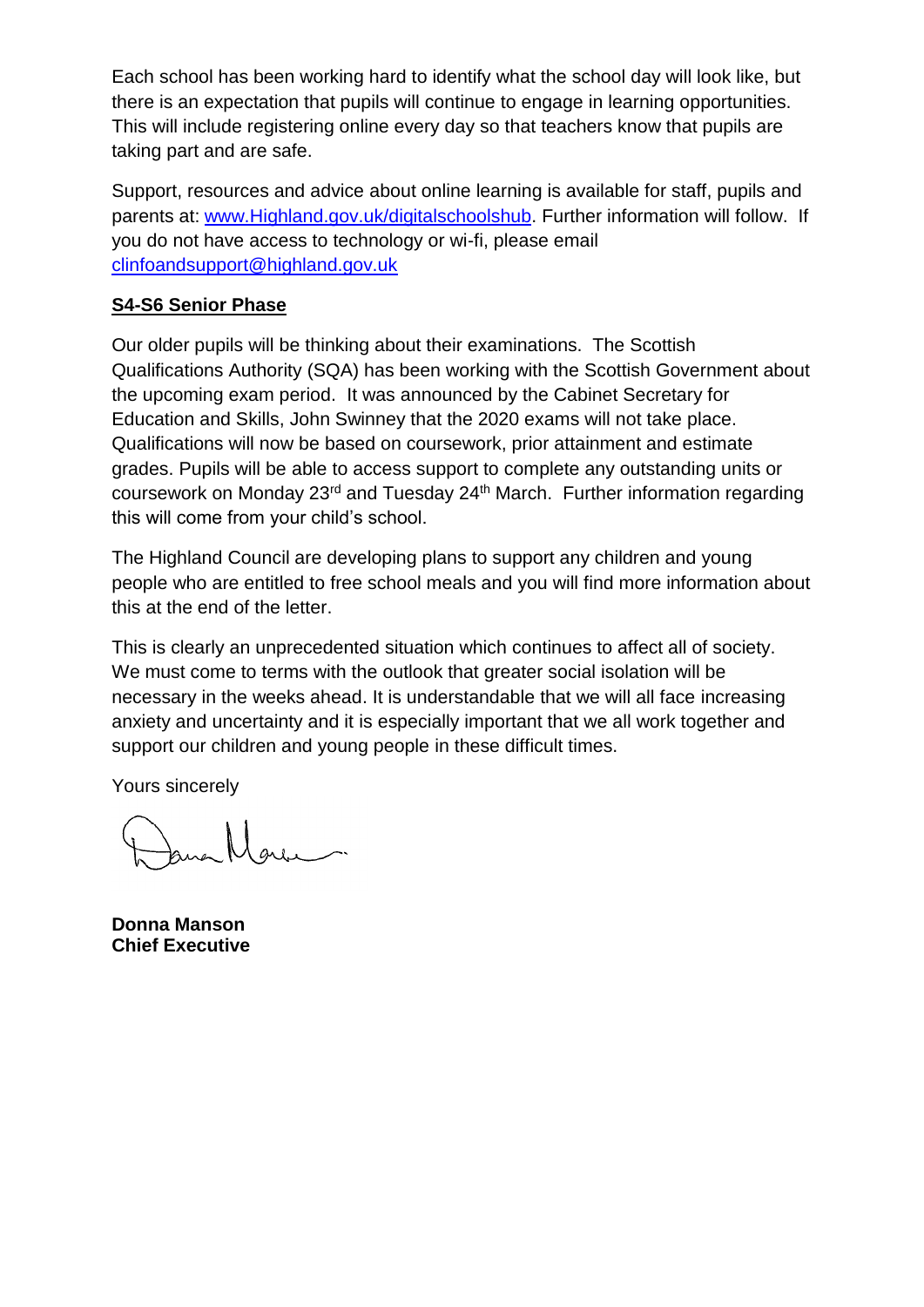Each school has been working hard to identify what the school day will look like, but there is an expectation that pupils will continue to engage in learning opportunities. This will include registering online every day so that teachers know that pupils are taking part and are safe.

Support, resources and advice about online learning is available for staff, pupils and parents at: [www.Highland.gov.uk/digitalschoolshub](www.Highland.gov.uk/digitalschoolshub). Further information will follow. If you do not have access to technology or wi-fi, please email [clinfoandsupport@highland.gov.uk](mailto:clinfoandsupport@highland.gov.uk)

**S4-S6 Senior Phase**

Our older pupils will be thinking about their examinations. The Scottish Qualifications Authority (SQA) has been working with the Scottish Government about the upcoming exam period. It was announced by the Cabinet Secretary for Education and Skills, John Swinney that the 2020 exams will not take place. Qualifications will now be based on coursework, prior attainment and estimate grades. Pupils will be able to access support to complete any outstanding units or coursework on Monday 23rd and Tuesday 24th March. Further information regarding this will come from your child's school.

The Highland Council are developing plans to support any children and young people who are entitled to free school meals and you will find more information about this at the end of the letter.

This is clearly an unprecedented situation which continues to affect all of society. We must come to terms with the outlook that greater social isolation will be necessary in the weeks ahead. It is understandable that we will all face increasing anxiety and uncertainty and it is especially important that we all work together and support our children and young people in these difficult times.

Yours sincerely

**Donna Manson**
**Chief Executive**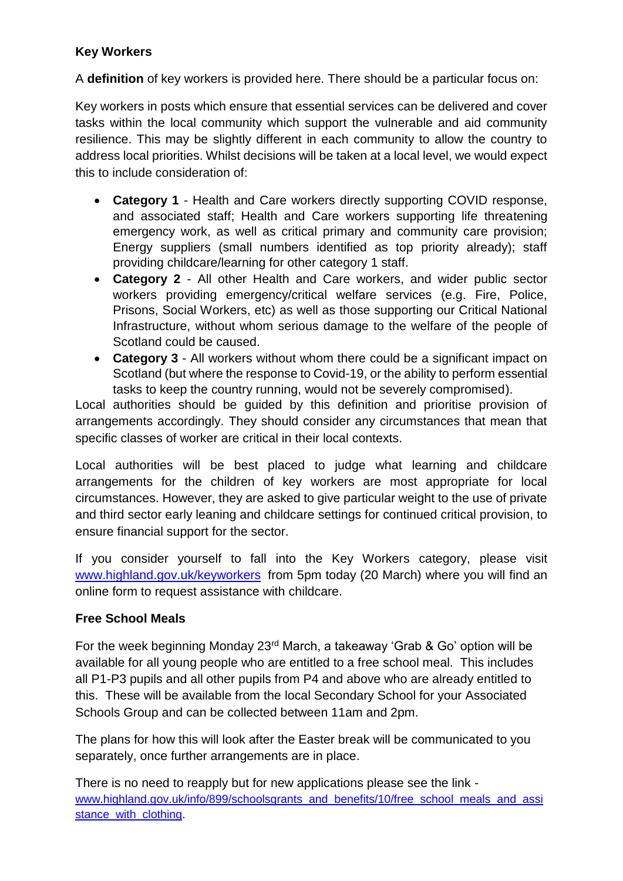### Key Workers

A **definition** of key workers is provided here. There should be a particular focus on:

Key workers in posts which ensure that essential services can be delivered and cover tasks within the local community which support the vulnerable and aid community resilience. This may be slightly different in each community to allow the country to address local priorities. Whilst decisions will be taken at a local level, we would expect this to include consideration of:

- **Category 1** - Health and Care workers directly supporting COVID response, and associated staff; Health and Care workers supporting life threatening emergency work, as well as critical primary and community care provision; Energy suppliers (small numbers identified as top priority already); staff providing childcare/learning for other category 1 staff.
- **Category 2** - All other Health and Care workers, and wider public sector workers providing emergency/critical welfare services (e.g. Fire, Police, Prisons, Social Workers, etc) as well as those supporting our Critical National Infrastructure, without whom serious damage to the welfare of the people of Scotland could be caused.
- **Category 3** - All workers without whom there could be a significant impact on Scotland (but where the response to Covid-19, or the ability to perform essential tasks to keep the country running, would not be severely compromised).

Local authorities should be guided by this definition and prioritise provision of arrangements accordingly. They should consider any circumstances that mean that specific classes of worker are critical in their local contexts.

Local authorities will be best placed to judge what learning and childcare arrangements for the children of key workers are most appropriate for local circumstances. However, they are asked to give particular weight to the use of private and third sector early leaning and childcare settings for continued critical provision, to ensure financial support for the sector.

If you consider yourself to fall into the Key Workers category, please visit www.highland.gov.uk/keyworkers from 5pm today (20 March) where you will find an online form to request assistance with childcare.

### Free School Meals

For the week beginning Monday 23rd March, a takeaway 'Grab & Go' option will be available for all young people who are entitled to a free school meal. This includes all P1-P3 pupils and all other pupils from P4 and above who are already entitled to this. These will be available from the local Secondary School for your Associated Schools Group and can be collected between 11am and 2pm.

The plans for how this will look after the Easter break will be communicated to you separately, once further arrangements are in place.

There is no need to reapply but for new applications please see the link - www.highland.gov.uk/info/899/schoolsgrants_and_benefits/10/free_school_meals_and_assistance_with_clothing.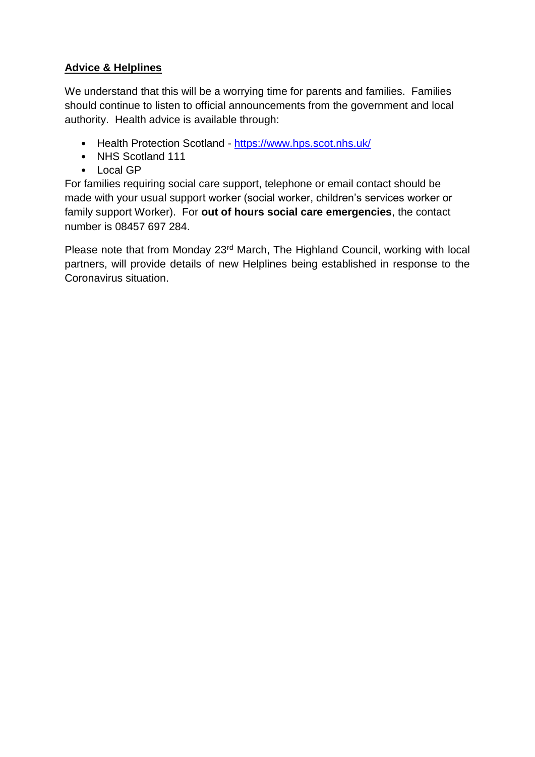## Advice & Helplines

We understand that this will be a worrying time for parents and families. Families should continue to listen to official announcements from the government and local authority. Health advice is available through:

- Health Protection Scotland - https://www.hps.scot.nhs.uk/
- NHS Scotland 111
- Local GP

For families requiring social care support, telephone or email contact should be made with your usual support worker (social worker, children's services worker or family support Worker). For **out of hours social care emergencies**, the contact number is 08457 697 284.

Please note that from Monday 23rd March, The Highland Council, working with local partners, will provide details of new Helplines being established in response to the Coronavirus situation.